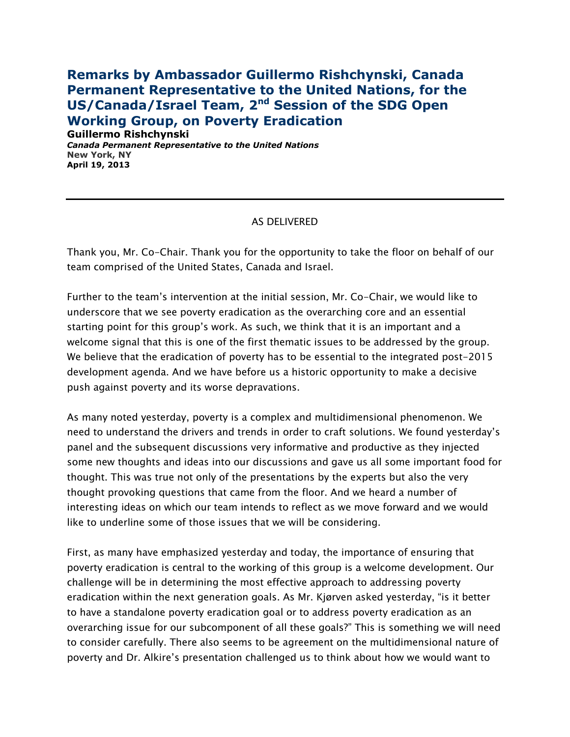# Remarks by Ambassador Guillermo Rishchynski, Canada Permanent Representative to the United Nations, for the US/Canada/Israel Team, 2nd Session of the SDG Open Working Group, on Poverty Eradication

**Guillermo Rishchynski**
***Canada Permanent Representative to the United Nations***
**New York, NY**
**April 19, 2013**

---

AS DELIVERED

Thank you, Mr. Co-Chair. Thank you for the opportunity to take the floor on behalf of our team comprised of the United States, Canada and Israel.

Further to the team's intervention at the initial session, Mr. Co-Chair, we would like to underscore that we see poverty eradication as the overarching core and an essential starting point for this group's work. As such, we think that it is an important and a welcome signal that this is one of the first thematic issues to be addressed by the group. We believe that the eradication of poverty has to be essential to the integrated post-2015 development agenda. And we have before us a historic opportunity to make a decisive push against poverty and its worse depravations.

As many noted yesterday, poverty is a complex and multidimensional phenomenon. We need to understand the drivers and trends in order to craft solutions. We found yesterday's panel and the subsequent discussions very informative and productive as they injected some new thoughts and ideas into our discussions and gave us all some important food for thought. This was true not only of the presentations by the experts but also the very thought provoking questions that came from the floor. And we heard a number of interesting ideas on which our team intends to reflect as we move forward and we would like to underline some of those issues that we will be considering.

First, as many have emphasized yesterday and today, the importance of ensuring that poverty eradication is central to the working of this group is a welcome development. Our challenge will be in determining the most effective approach to addressing poverty eradication within the next generation goals. As Mr. Kjørven asked yesterday, "is it better to have a standalone poverty eradication goal or to address poverty eradication as an overarching issue for our subcomponent of all these goals?" This is something we will need to consider carefully. There also seems to be agreement on the multidimensional nature of poverty and Dr. Alkire's presentation challenged us to think about how we would want to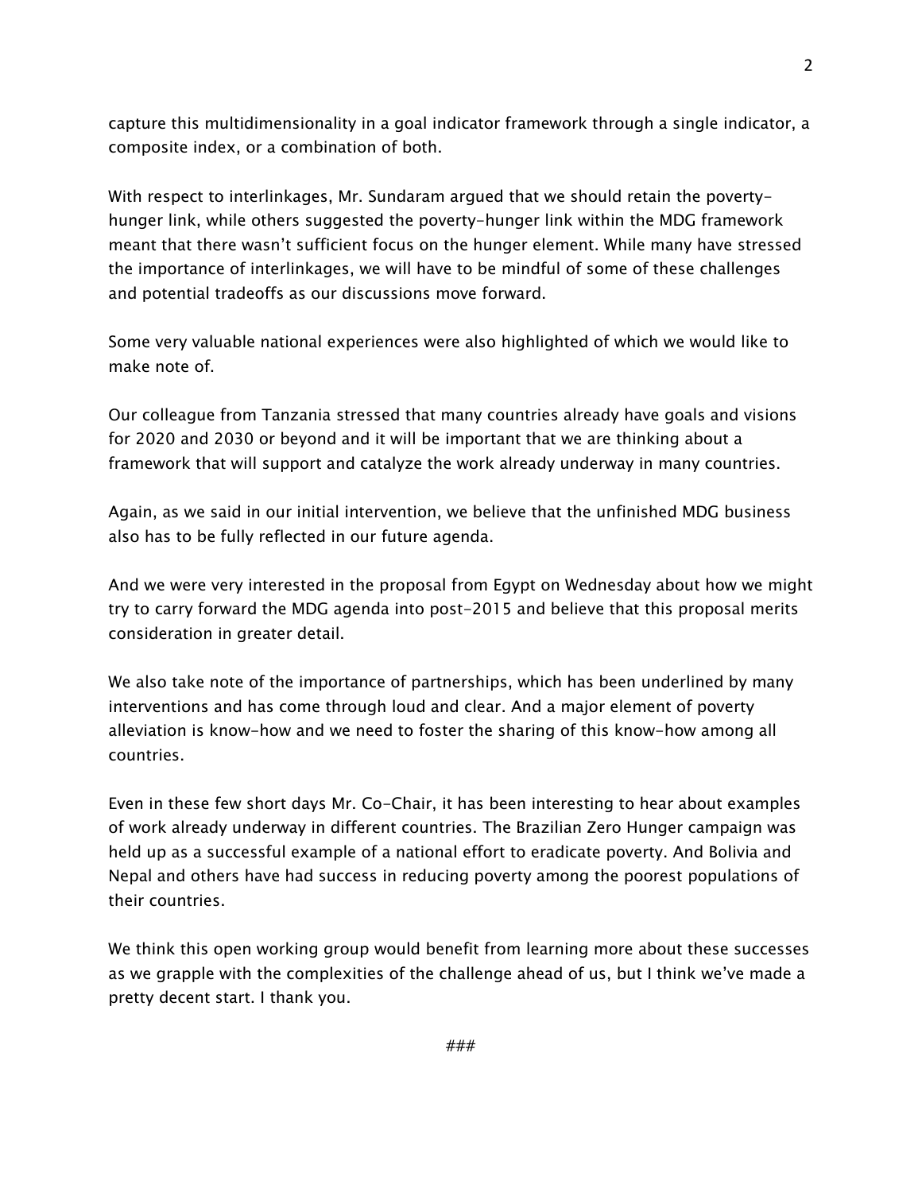capture this multidimensionality in a goal indicator framework through a single indicator, a composite index, or a combination of both.

With respect to interlinkages, Mr. Sundaram argued that we should retain the poverty-hunger link, while others suggested the poverty-hunger link within the MDG framework meant that there wasn't sufficient focus on the hunger element. While many have stressed the importance of interlinkages, we will have to be mindful of some of these challenges and potential tradeoffs as our discussions move forward.

Some very valuable national experiences were also highlighted of which we would like to make note of.

Our colleague from Tanzania stressed that many countries already have goals and visions for 2020 and 2030 or beyond and it will be important that we are thinking about a framework that will support and catalyze the work already underway in many countries.

Again, as we said in our initial intervention, we believe that the unfinished MDG business also has to be fully reflected in our future agenda.

And we were very interested in the proposal from Egypt on Wednesday about how we might try to carry forward the MDG agenda into post-2015 and believe that this proposal merits consideration in greater detail.

We also take note of the importance of partnerships, which has been underlined by many interventions and has come through loud and clear. And a major element of poverty alleviation is know-how and we need to foster the sharing of this know-how among all countries.

Even in these few short days Mr. Co-Chair, it has been interesting to hear about examples of work already underway in different countries. The Brazilian Zero Hunger campaign was held up as a successful example of a national effort to eradicate poverty. And Bolivia and Nepal and others have had success in reducing poverty among the poorest populations of their countries.

We think this open working group would benefit from learning more about these successes as we grapple with the complexities of the challenge ahead of us, but I think we've made a pretty decent start. I thank you.

###